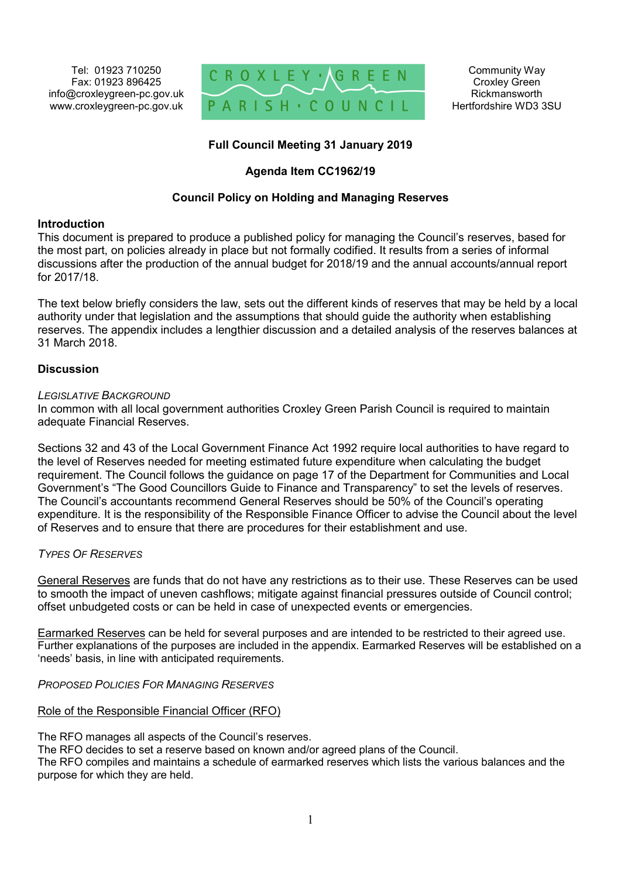Tel: 01923 710250
Fax: 01923 896425
info@croxleygreen-pc.gov.uk
www.croxleygreen-pc.gov.uk

CROXLEY GREEN PARISH COUNCIL

Community Way
Croxley Green
Rickmansworth
Hertfordshire WD3 3SU

**Full Council Meeting 31 January 2019**

**Agenda Item CC1962/19**

**Council Policy on Holding and Managing Reserves**

## Introduction

This document is prepared to produce a published policy for managing the Council's reserves, based for the most part, on policies already in place but not formally codified. It results from a series of informal discussions after the production of the annual budget for 2018/19 and the annual accounts/annual report for 2017/18.

The text below briefly considers the law, sets out the different kinds of reserves that may be held by a local authority under that legislation and the assumptions that should guide the authority when establishing reserves. The appendix includes a lengthier discussion and a detailed analysis of the reserves balances at 31 March 2018.

## Discussion

### *Legislative Background*

In common with all local government authorities Croxley Green Parish Council is required to maintain adequate Financial Reserves.

Sections 32 and 43 of the Local Government Finance Act 1992 require local authorities to have regard to the level of Reserves needed for meeting estimated future expenditure when calculating the budget requirement. The Council follows the guidance on page 17 of the Department for Communities and Local Government's "The Good Councillors Guide to Finance and Transparency" to set the levels of reserves. The Council's accountants recommend General Reserves should be 50% of the Council's operating expenditure. It is the responsibility of the Responsible Finance Officer to advise the Council about the level of Reserves and to ensure that there are procedures for their establishment and use.

### *Types of Reserves*

General Reserves are funds that do not have any restrictions as to their use. These Reserves can be used to smooth the impact of uneven cashflows; mitigate against financial pressures outside of Council control; offset unbudgeted costs or can be held in case of unexpected events or emergencies.

Earmarked Reserves can be held for several purposes and are intended to be restricted to their agreed use. Further explanations of the purposes are included in the appendix. Earmarked Reserves will be established on a 'needs' basis, in line with anticipated requirements.

### *Proposed Policies for Managing Reserves*

Role of the Responsible Financial Officer (RFO)

The RFO manages all aspects of the Council's reserves.
The RFO decides to set a reserve based on known and/or agreed plans of the Council.
The RFO compiles and maintains a schedule of earmarked reserves which lists the various balances and the purpose for which they are held.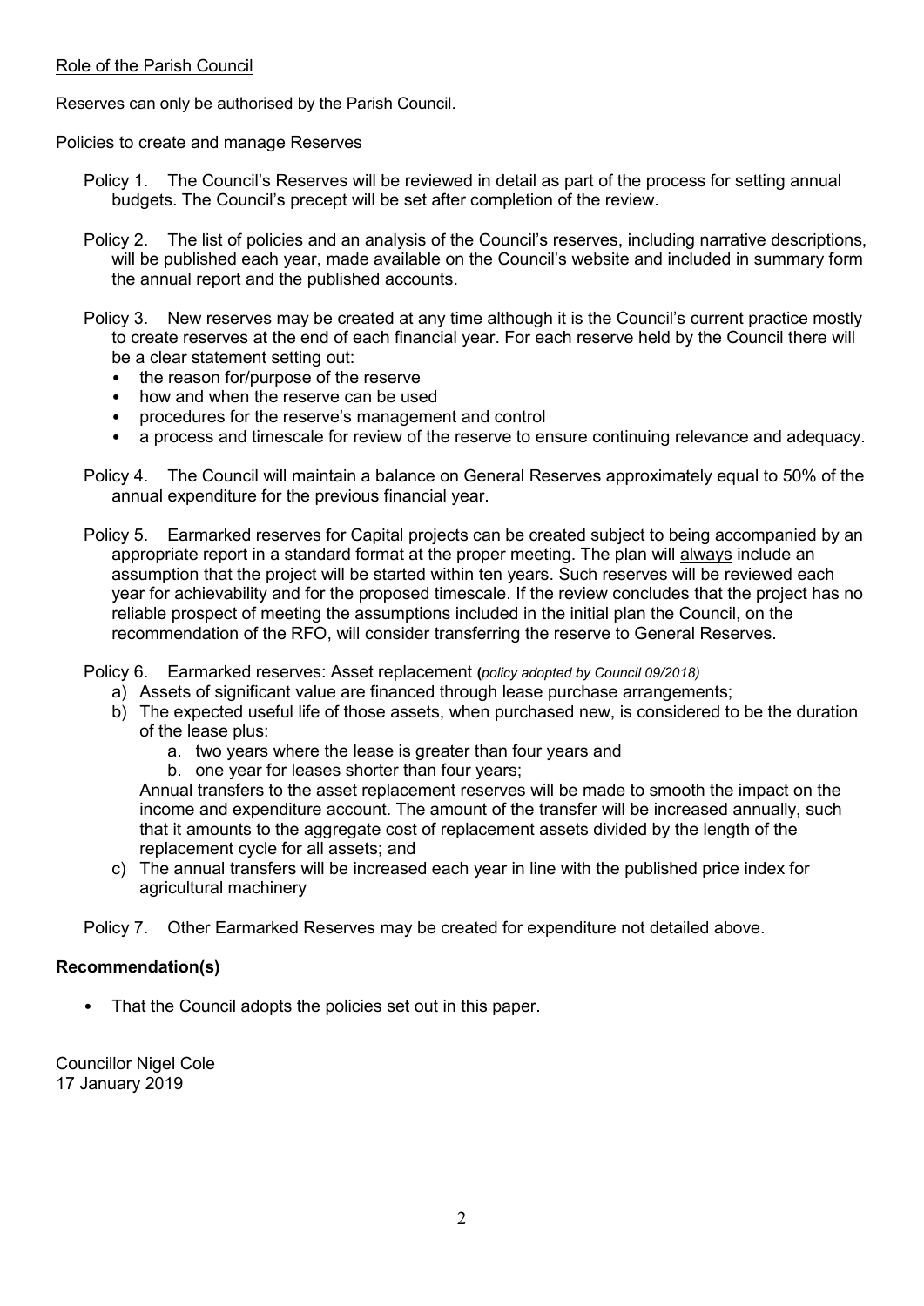Role of the Parish Council

Reserves can only be authorised by the Parish Council.

Policies to create and manage Reserves

Policy 1. The Council's Reserves will be reviewed in detail as part of the process for setting annual budgets. The Council's precept will be set after completion of the review.

Policy 2. The list of policies and an analysis of the Council's reserves, including narrative descriptions, will be published each year, made available on the Council's website and included in summary form the annual report and the published accounts.

Policy 3. New reserves may be created at any time although it is the Council's current practice mostly to create reserves at the end of each financial year. For each reserve held by the Council there will be a clear statement setting out:

- the reason for/purpose of the reserve
- how and when the reserve can be used
- procedures for the reserve's management and control
- a process and timescale for review of the reserve to ensure continuing relevance and adequacy.

Policy 4. The Council will maintain a balance on General Reserves approximately equal to 50% of the annual expenditure for the previous financial year.

Policy 5. Earmarked reserves for Capital projects can be created subject to being accompanied by an appropriate report in a standard format at the proper meeting. The plan will always include an assumption that the project will be started within ten years. Such reserves will be reviewed each year for achievability and for the proposed timescale. If the review concludes that the project has no reliable prospect of meeting the assumptions included in the initial plan the Council, on the recommendation of the RFO, will consider transferring the reserve to General Reserves.

Policy 6. Earmarked reserves: Asset replacement **(***policy adopted by Council 09/2018)*

a) Assets of significant value are financed through lease purchase arrangements;
b) The expected useful life of those assets, when purchased new, is considered to be the duration of the lease plus:
    a. two years where the lease is greater than four years and
    b. one year for leases shorter than four years;

   Annual transfers to the asset replacement reserves will be made to smooth the impact on the income and expenditure account. The amount of the transfer will be increased annually, such that it amounts to the aggregate cost of replacement assets divided by the length of the replacement cycle for all assets; and
c) The annual transfers will be increased each year in line with the published price index for agricultural machinery

Policy 7. Other Earmarked Reserves may be created for expenditure not detailed above.

**Recommendation(s)**

- That the Council adopts the policies set out in this paper.

Councillor Nigel Cole
17 January 2019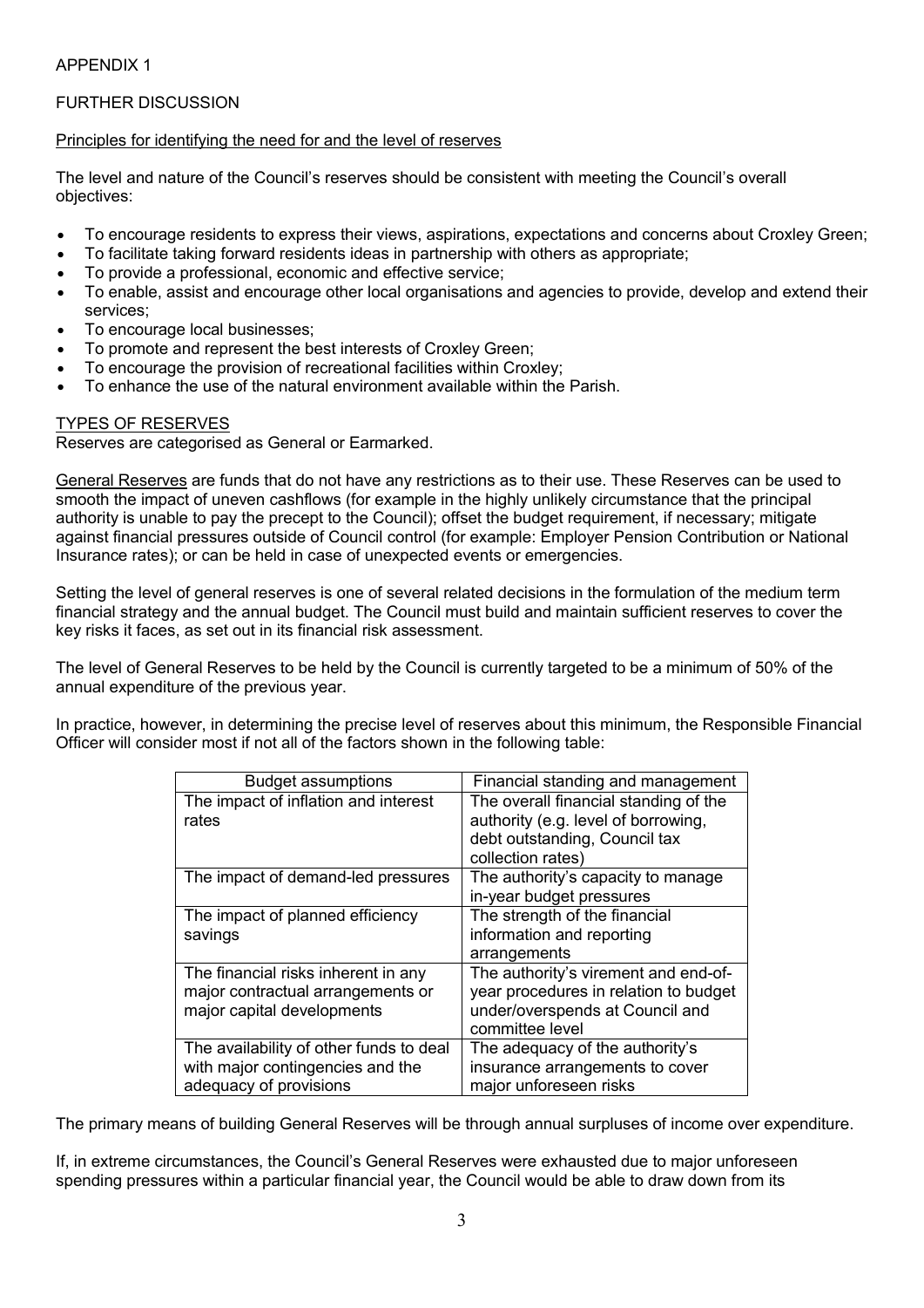APPENDIX 1

FURTHER DISCUSSION

Principles for identifying the need for and the level of reserves

The level and nature of the Council's reserves should be consistent with meeting the Council's overall objectives:

- To encourage residents to express their views, aspirations, expectations and concerns about Croxley Green;
- To facilitate taking forward residents ideas in partnership with others as appropriate;
- To provide a professional, economic and effective service;
- To enable, assist and encourage other local organisations and agencies to provide, develop and extend their services;
- To encourage local businesses;
- To promote and represent the best interests of Croxley Green;
- To encourage the provision of recreational facilities within Croxley;
- To enhance the use of the natural environment available within the Parish.

TYPES OF RESERVES

Reserves are categorised as General or Earmarked.

General Reserves are funds that do not have any restrictions as to their use. These Reserves can be used to smooth the impact of uneven cashflows (for example in the highly unlikely circumstance that the principal authority is unable to pay the precept to the Council); offset the budget requirement, if necessary; mitigate against financial pressures outside of Council control (for example: Employer Pension Contribution or National Insurance rates); or can be held in case of unexpected events or emergencies.

Setting the level of general reserves is one of several related decisions in the formulation of the medium term financial strategy and the annual budget. The Council must build and maintain sufficient reserves to cover the key risks it faces, as set out in its financial risk assessment.

The level of General Reserves to be held by the Council is currently targeted to be a minimum of 50% of the annual expenditure of the previous year.

In practice, however, in determining the precise level of reserves about this minimum, the Responsible Financial Officer will consider most if not all of the factors shown in the following table:

| Budget assumptions | Financial standing and management |
|---|---|
| The impact of inflation and interest rates | The overall financial standing of the authority (e.g. level of borrowing, debt outstanding, Council tax collection rates) |
| The impact of demand-led pressures | The authority's capacity to manage in-year budget pressures |
| The impact of planned efficiency savings | The strength of the financial information and reporting arrangements |
| The financial risks inherent in any major contractual arrangements or major capital developments | The authority's virement and end-of-year procedures in relation to budget under/overspends at Council and committee level |
| The availability of other funds to deal with major contingencies and the adequacy of provisions | The adequacy of the authority's insurance arrangements to cover major unforeseen risks |

The primary means of building General Reserves will be through annual surpluses of income over expenditure.

If, in extreme circumstances, the Council's General Reserves were exhausted due to major unforeseen spending pressures within a particular financial year, the Council would be able to draw down from its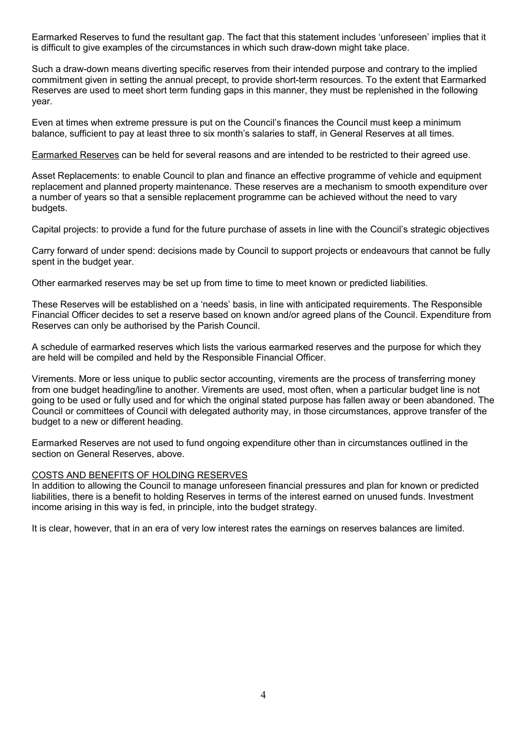Earmarked Reserves to fund the resultant gap. The fact that this statement includes 'unforeseen' implies that it is difficult to give examples of the circumstances in which such draw-down might take place.

Such a draw-down means diverting specific reserves from their intended purpose and contrary to the implied commitment given in setting the annual precept, to provide short-term resources. To the extent that Earmarked Reserves are used to meet short term funding gaps in this manner, they must be replenished in the following year.

Even at times when extreme pressure is put on the Council's finances the Council must keep a minimum balance, sufficient to pay at least three to six month's salaries to staff, in General Reserves at all times.

Earmarked Reserves can be held for several reasons and are intended to be restricted to their agreed use.

Asset Replacements: to enable Council to plan and finance an effective programme of vehicle and equipment replacement and planned property maintenance. These reserves are a mechanism to smooth expenditure over a number of years so that a sensible replacement programme can be achieved without the need to vary budgets.

Capital projects: to provide a fund for the future purchase of assets in line with the Council's strategic objectives

Carry forward of under spend: decisions made by Council to support projects or endeavours that cannot be fully spent in the budget year.

Other earmarked reserves may be set up from time to time to meet known or predicted liabilities.

These Reserves will be established on a 'needs' basis, in line with anticipated requirements. The Responsible Financial Officer decides to set a reserve based on known and/or agreed plans of the Council. Expenditure from Reserves can only be authorised by the Parish Council.

A schedule of earmarked reserves which lists the various earmarked reserves and the purpose for which they are held will be compiled and held by the Responsible Financial Officer.

Virements. More or less unique to public sector accounting, virements are the process of transferring money from one budget heading/line to another. Virements are used, most often, when a particular budget line is not going to be used or fully used and for which the original stated purpose has fallen away or been abandoned. The Council or committees of Council with delegated authority may, in those circumstances, approve transfer of the budget to a new or different heading.

Earmarked Reserves are not used to fund ongoing expenditure other than in circumstances outlined in the section on General Reserves, above.

## COSTS AND BENEFITS OF HOLDING RESERVES

In addition to allowing the Council to manage unforeseen financial pressures and plan for known or predicted liabilities, there is a benefit to holding Reserves in terms of the interest earned on unused funds. Investment income arising in this way is fed, in principle, into the budget strategy.

It is clear, however, that in an era of very low interest rates the earnings on reserves balances are limited.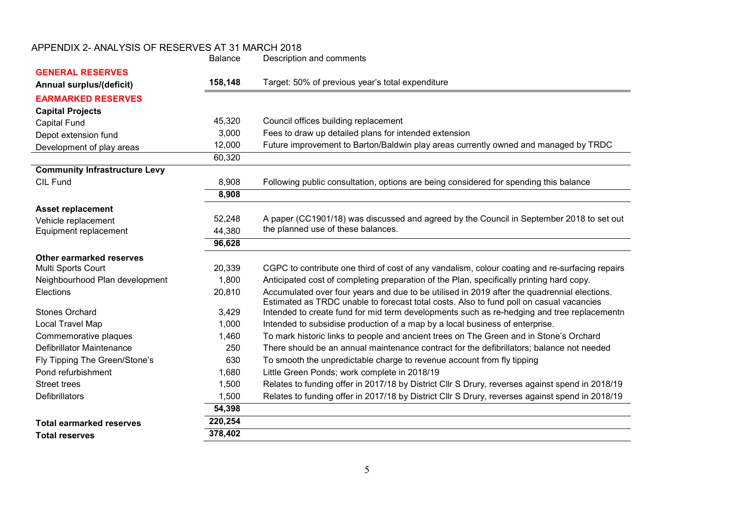APPENDIX 2- ANALYSIS OF RESERVES AT 31 MARCH 2018

| | Balance | Description and comments |
|---|---|---|
| **GENERAL RESERVES** | | |
| **Annual surplus/(deficit)** | **158,148** | Target: 50% of previous year's total expenditure |
| **EARMARKED RESERVES** | | |
| **Capital Projects** | | |
| Capital Fund | 45,320 | Council offices building replacement |
| Depot extension fund | 3,000 | Fees to draw up detailed plans for intended extension |
| Development of play areas | 12,000 | Future improvement to Barton/Baldwin play areas currently owned and managed by TRDC |
| | 60,320 | |
| **Community Infrastructure Levy** | | |
| CIL Fund | 8,908 | Following public consultation, options are being considered for spending this balance |
| | **8,908** | |
| **Asset replacement** | | |
| Vehicle replacement | 52,248 | A paper (CC1901/18) was discussed and agreed by the Council in September 2018 to set out the planned use of these balances. |
| Equipment replacement | 44,380 | |
| | **96,628** | |
| **Other earmarked reserves** | | |
| Multi Sports Court | 20,339 | CGPC to contribute one third of cost of any vandalism, colour coating and re-surfacing repairs |
| Neighbourhood Plan development | 1,800 | Anticipated cost of completing preparation of the Plan, specifically printing hard copy. |
| Elections | 20,810 | Accumulated over four years and due to be utilised in 2019 after the quadrennial elections. Estimated as TRDC unable to forecast total costs. Also to fund poll on casual vacancies |
| Stones Orchard | 3,429 | Intended to create fund for mid term developments such as re-hedging and tree replacementn |
| Local Travel Map | 1,000 | Intended to subsidise production of a map by a local business of enterprise. |
| Commemorative plaques | 1,460 | To mark historic links to people and ancient trees on The Green and in Stone's Orchard |
| Defibrillator Maintenance | 250 | There should be an annual maintenance contract for the defibrillators; balance not needed |
| Fly Tipping The Green/Stone's | 630 | To smooth the unpredictable charge to revenue account from fly tipping |
| Pond refurbishment | 1,680 | Little Green Ponds; work complete in 2018/19 |
| Street trees | 1,500 | Relates to funding offer in 2017/18 by District Cllr S Drury, reverses against spend in 2018/19 |
| Defibrillators | 1,500 | Relates to funding offer in 2017/18 by District Cllr S Drury, reverses against spend in 2018/19 |
| | **54,398** | |
| **Total earmarked reserves** | **220,254** | |
| **Total reserves** | **378,402** | |